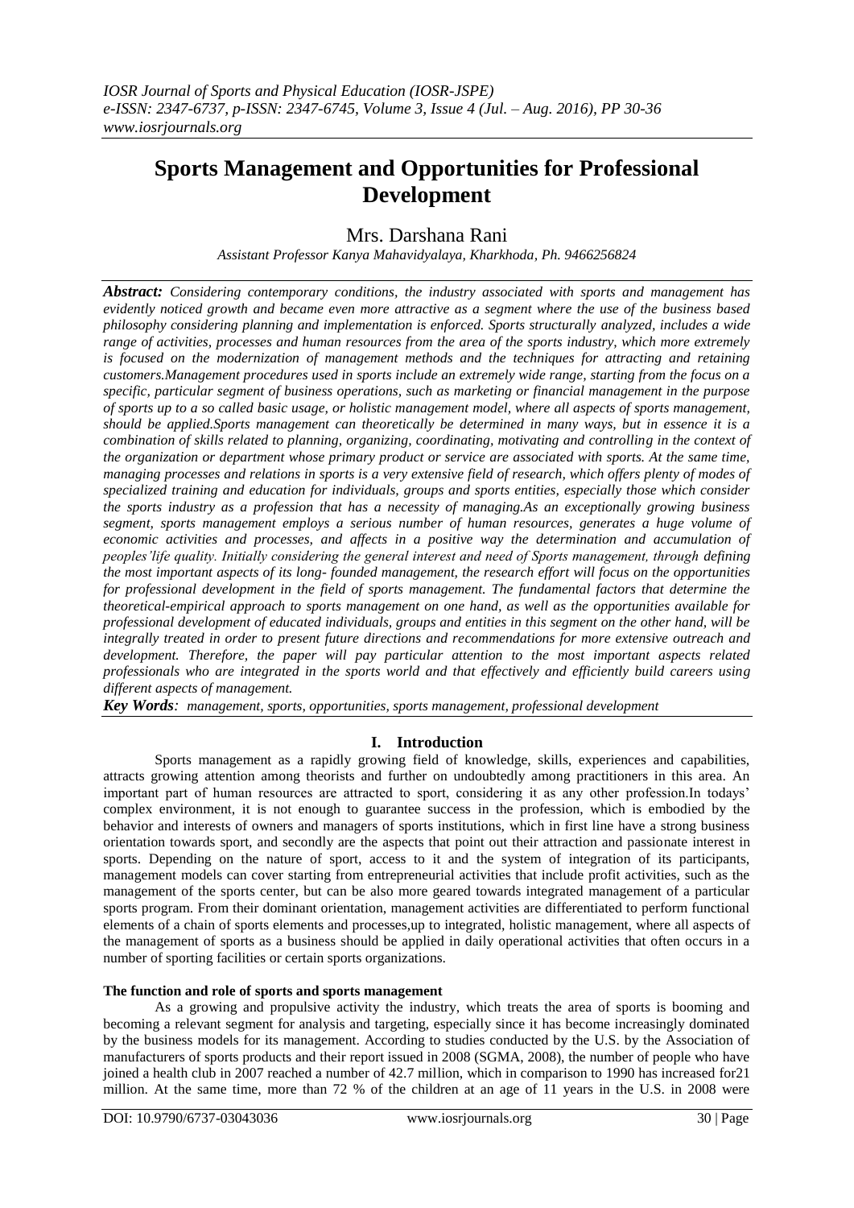# Sports Management and Opportunities for Professional Development

Mrs. Darshana Rani

*Assistant Professor Kanya Mahavidyalaya, Kharkhoda, Ph. 9466256824*

***Abstract:*** *Considering contemporary conditions, the industry associated with sports and management has evidently noticed growth and became even more attractive as a segment where the use of the business based philosophy considering planning and implementation is enforced. Sports structurally analyzed, includes a wide range of activities, processes and human resources from the area of the sports industry, which more extremely is focused on the modernization of management methods and the techniques for attracting and retaining customers.Management procedures used in sports include an extremely wide range, starting from the focus on a specific, particular segment of business operations, such as marketing or financial management in the purpose of sports up to a so called basic usage, or holistic management model, where all aspects of sports management, should be applied.Sports management can theoretically be determined in many ways, but in essence it is a combination of skills related to planning, organizing, coordinating, motivating and controlling in the context of the organization or department whose primary product or service are associated with sports. At the same time, managing processes and relations in sports is a very extensive field of research, which offers plenty of modes of specialized training and education for individuals, groups and sports entities, especially those which consider the sports industry as a profession that has a necessity of managing.As an exceptionally growing business segment, sports management employs a serious number of human resources, generates a huge volume of economic activities and processes, and affects in a positive way the determination and accumulation of peoples'life quality. Initially considering the general interest and need of Sports management, through defining the most important aspects of its long- founded management, the research effort will focus on the opportunities for professional development in the field of sports management. The fundamental factors that determine the theoretical-empirical approach to sports management on one hand, as well as the opportunities available for professional development of educated individuals, groups and entities in this segment on the other hand, will be integrally treated in order to present future directions and recommendations for more extensive outreach and development. Therefore, the paper will pay particular attention to the most important aspects related professionals who are integrated in the sports world and that effectively and efficiently build careers using different aspects of management.*

***Key Words****: management, sports, opportunities, sports management, professional development*

## I. Introduction

Sports management as a rapidly growing field of knowledge, skills, experiences and capabilities, attracts growing attention among theorists and further on undoubtedly among practitioners in this area. An important part of human resources are attracted to sport, considering it as any other profession.In todays' complex environment, it is not enough to guarantee success in the profession, which is embodied by the behavior and interests of owners and managers of sports institutions, which in first line have a strong business orientation towards sport, and secondly are the aspects that point out their attraction and passionate interest in sports. Depending on the nature of sport, access to it and the system of integration of its participants, management models can cover starting from entrepreneurial activities that include profit activities, such as the management of the sports center, but can be also more geared towards integrated management of a particular sports program. From their dominant orientation, management activities are differentiated to perform functional elements of a chain of sports elements and processes,up to integrated, holistic management, where all aspects of the management of sports as a business should be applied in daily operational activities that often occurs in a number of sporting facilities or certain sports organizations.

### The function and role of sports and sports management

As a growing and propulsive activity the industry, which treats the area of sports is booming and becoming a relevant segment for analysis and targeting, especially since it has become increasingly dominated by the business models for its management. According to studies conducted by the U.S. by the Association of manufacturers of sports products and their report issued in 2008 (SGMA, 2008), the number of people who have joined a health club in 2007 reached a number of 42.7 million, which in comparison to 1990 has increased for21 million. At the same time, more than 72 % of the children at an age of 11 years in the U.S. in 2008 were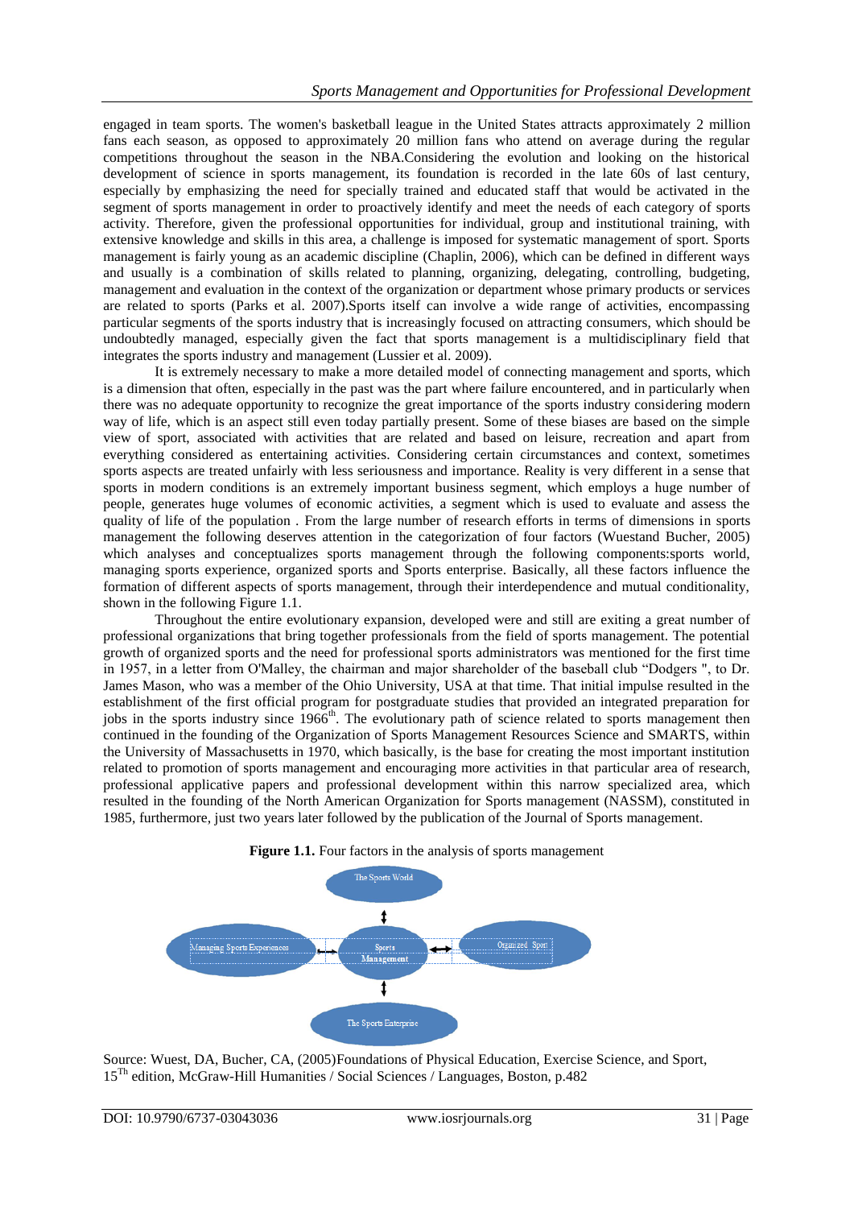engaged in team sports. The women's basketball league in the United States attracts approximately 2 million fans each season, as opposed to approximately 20 million fans who attend on average during the regular competitions throughout the season in the NBA.Considering the evolution and looking on the historical development of science in sports management, its foundation is recorded in the late 60s of last century, especially by emphasizing the need for specially trained and educated staff that would be activated in the segment of sports management in order to proactively identify and meet the needs of each category of sports activity. Therefore, given the professional opportunities for individual, group and institutional training, with extensive knowledge and skills in this area, a challenge is imposed for systematic management of sport. Sports management is fairly young as an academic discipline (Chaplin, 2006), which can be defined in different ways and usually is a combination of skills related to planning, organizing, delegating, controlling, budgeting, management and evaluation in the context of the organization or department whose primary products or services are related to sports (Parks et al. 2007).Sports itself can involve a wide range of activities, encompassing particular segments of the sports industry that is increasingly focused on attracting consumers, which should be undoubtedly managed, especially given the fact that sports management is a multidisciplinary field that integrates the sports industry and management (Lussier et al. 2009).

It is extremely necessary to make a more detailed model of connecting management and sports, which is a dimension that often, especially in the past was the part where failure encountered, and in particularly when there was no adequate opportunity to recognize the great importance of the sports industry considering modern way of life, which is an aspect still even today partially present. Some of these biases are based on the simple view of sport, associated with activities that are related and based on leisure, recreation and apart from everything considered as entertaining activities. Considering certain circumstances and context, sometimes sports aspects are treated unfairly with less seriousness and importance. Reality is very different in a sense that sports in modern conditions is an extremely important business segment, which employs a huge number of people, generates huge volumes of economic activities, a segment which is used to evaluate and assess the quality of life of the population . From the large number of research efforts in terms of dimensions in sports management the following deserves attention in the categorization of four factors (Wuestand Bucher, 2005) which analyses and conceptualizes sports management through the following components:sports world, managing sports experience, organized sports and Sports enterprise. Basically, all these factors influence the formation of different aspects of sports management, through their interdependence and mutual conditionality, shown in the following Figure 1.1.

Throughout the entire evolutionary expansion, developed were and still are exiting a great number of professional organizations that bring together professionals from the field of sports management. The potential growth of organized sports and the need for professional sports administrators was mentioned for the first time in 1957, in a letter from O'Malley, the chairman and major shareholder of the baseball club "Dodgers ", to Dr. James Mason, who was a member of the Ohio University, USA at that time. That initial impulse resulted in the establishment of the first official program for postgraduate studies that provided an integrated preparation for jobs in the sports industry since 1966th. The evolutionary path of science related to sports management then continued in the founding of the Organization of Sports Management Resources Science and SMARTS, within the University of Massachusetts in 1970, which basically, is the base for creating the most important institution related to promotion of sports management and encouraging more activities in that particular area of research, professional applicative papers and professional development within this narrow specialized area, which resulted in the founding of the North American Organization for Sports management (NASSM), constituted in 1985, furthermore, just two years later followed by the publication of the Journal of Sports management.

**Figure 1.1.** Four factors in the analysis of sports management

The Sports World

Managing Sports Experiences — Sports Management — Organized Sport

The Sports Enterprise

Source: Wuest, DA, Bucher, CA, (2005)Foundations of Physical Education, Exercise Science, and Sport, 15Th edition, McGraw-Hill Humanities / Social Sciences / Languages, Boston, p.482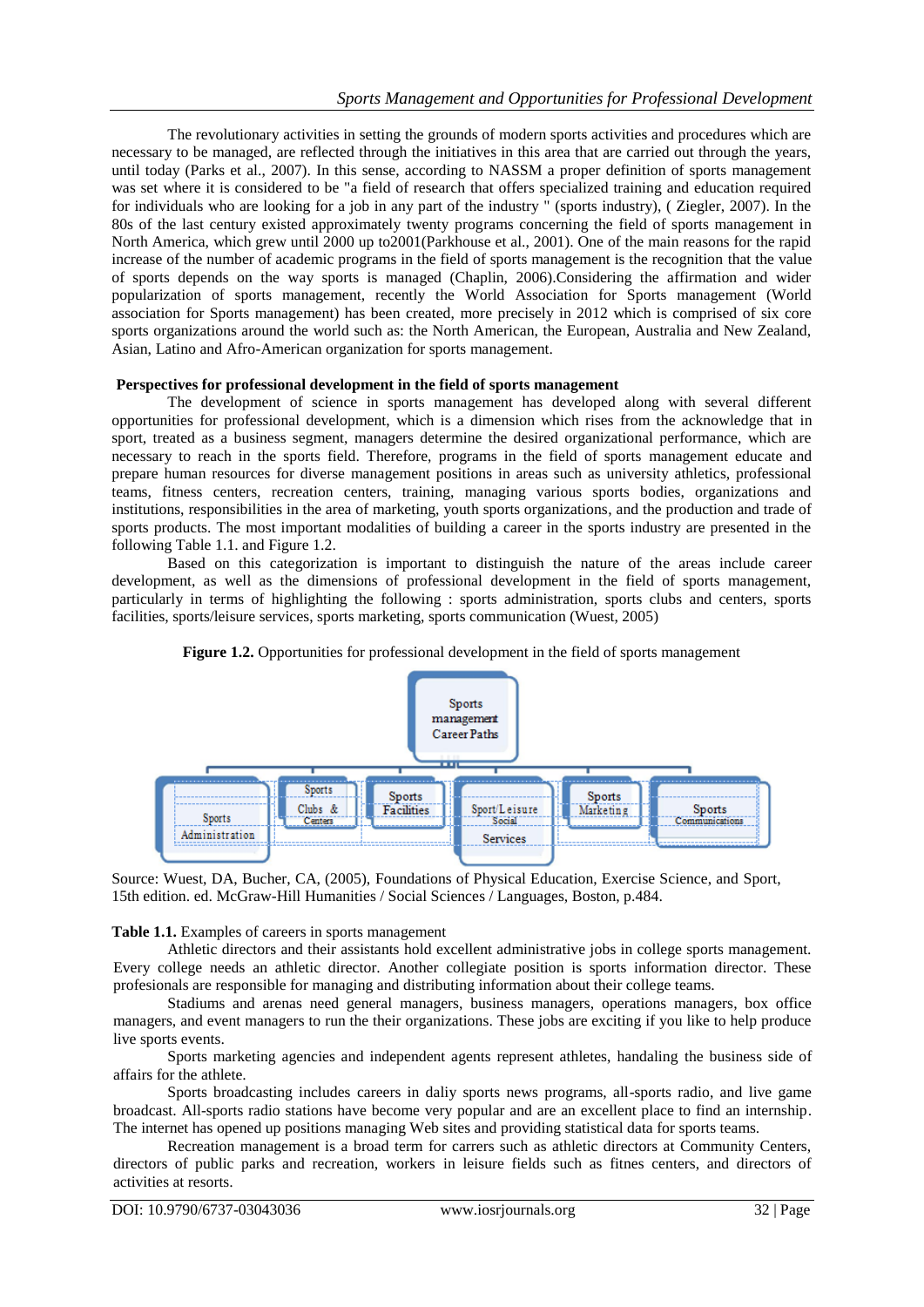The revolutionary activities in setting the grounds of modern sports activities and procedures which are necessary to be managed, are reflected through the initiatives in this area that are carried out through the years, until today (Parks et al., 2007). In this sense, according to NASSM a proper definition of sports management was set where it is considered to be "a field of research that offers specialized training and education required for individuals who are looking for a job in any part of the industry " (sports industry), ( Ziegler, 2007). In the 80s of the last century existed approximately twenty programs concerning the field of sports management in North America, which grew until 2000 up to2001(Parkhouse et al., 2001). One of the main reasons for the rapid increase of the number of academic programs in the field of sports management is the recognition that the value of sports depends on the way sports is managed (Chaplin, 2006).Considering the affirmation and wider popularization of sports management, recently the World Association for Sports management (World association for Sports management) has been created, more precisely in 2012 which is comprised of six core sports organizations around the world such as: the North American, the European, Australia and New Zealand, Asian, Latino and Afro-American organization for sports management.

**Perspectives for professional development in the field of sports management**

The development of science in sports management has developed along with several different opportunities for professional development, which is a dimension which rises from the acknowledge that in sport, treated as a business segment, managers determine the desired organizational performance, which are necessary to reach in the sports field. Therefore, programs in the field of sports management educate and prepare human resources for diverse management positions in areas such as university athletics, professional teams, fitness centers, recreation centers, training, managing various sports bodies, organizations and institutions, responsibilities in the area of marketing, youth sports organizations, and the production and trade of sports products. The most important modalities of building a career in the sports industry are presented in the following Table 1.1. and Figure 1.2.

Based on this categorization is important to distinguish the nature of the areas include career development, as well as the dimensions of professional development in the field of sports management, particularly in terms of highlighting the following : sports administration, sports clubs and centers, sports facilities, sports/leisure services, sports marketing, sports communication (Wuest, 2005)

**Figure 1.2.** Opportunities for professional development in the field of sports management

Sports management Career Paths

- Sports Administration
- Sports Clubs & Centers
- Sports Facilities
- Sport/Leisure Social Services
- Sports Marketing
- Sports Communications

Source: Wuest, DA, Bucher, CA, (2005), Foundations of Physical Education, Exercise Science, and Sport, 15th edition. ed. McGraw-Hill Humanities / Social Sciences / Languages, Boston, p.484.

**Table 1.1.** Examples of careers in sports management

Athletic directors and their assistants hold excellent administrative jobs in college sports management. Every college needs an athletic director. Another collegiate position is sports information director. These profesionals are responsible for managing and distributing information about their college teams.

Stadiums and arenas need general managers, business managers, operations managers, box office managers, and event managers to run the their organizations. These jobs are exciting if you like to help produce live sports events.

Sports marketing agencies and independent agents represent athletes, handaling the business side of affairs for the athlete.

Sports broadcasting includes careers in daliy sports news programs, all-sports radio, and live game broadcast. All-sports radio stations have become very popular and are an excellent place to find an internship. The internet has opened up positions managing Web sites and providing statistical data for sports teams.

Recreation management is a broad term for carrers such as athletic directors at Community Centers, directors of public parks and recreation, workers in leisure fields such as fitnes centers, and directors of activities at resorts.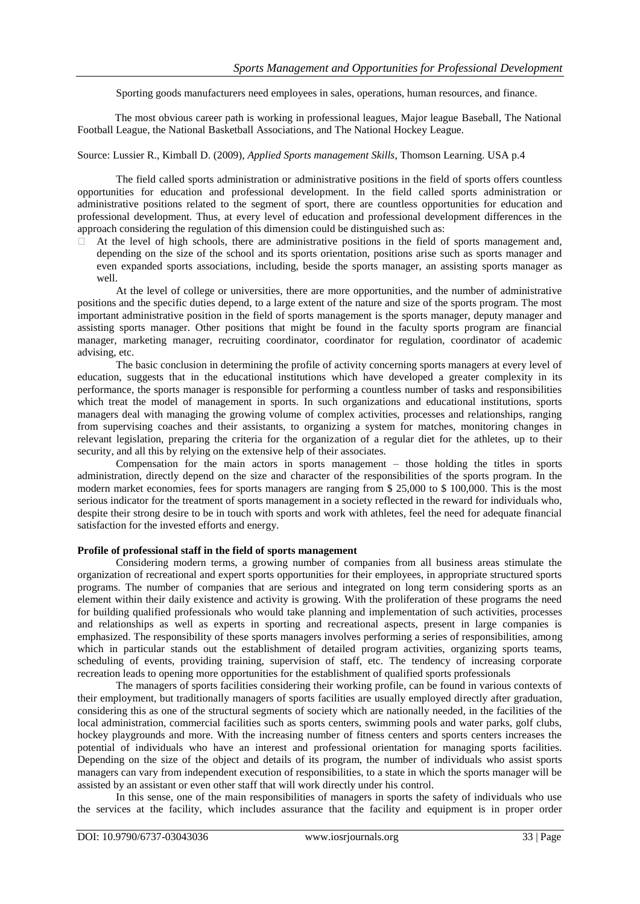Sporting goods manufacturers need employees in sales, operations, human resources, and finance.

The most obvious career path is working in professional leagues, Major league Baseball, The National Football League, the National Basketball Associations, and The National Hockey League.

Source: Lussier R., Kimball D. (2009), *Applied Sports management Skills*, Thomson Learning. USA p.4

The field called sports administration or administrative positions in the field of sports offers countless opportunities for education and professional development. In the field called sports administration or administrative positions related to the segment of sport, there are countless opportunities for education and professional development. Thus, at every level of education and professional development differences in the approach considering the regulation of this dimension could be distinguished such as:

- At the level of high schools, there are administrative positions in the field of sports management and, depending on the size of the school and its sports orientation, positions arise such as sports manager and even expanded sports associations, including, beside the sports manager, an assisting sports manager as well.

At the level of college or universities, there are more opportunities, and the number of administrative positions and the specific duties depend, to a large extent of the nature and size of the sports program. The most important administrative position in the field of sports management is the sports manager, deputy manager and assisting sports manager. Other positions that might be found in the faculty sports program are financial manager, marketing manager, recruiting coordinator, coordinator for regulation, coordinator of academic advising, etc.

The basic conclusion in determining the profile of activity concerning sports managers at every level of education, suggests that in the educational institutions which have developed a greater complexity in its performance, the sports manager is responsible for performing a countless number of tasks and responsibilities which treat the model of management in sports. In such organizations and educational institutions, sports managers deal with managing the growing volume of complex activities, processes and relationships, ranging from supervising coaches and their assistants, to organizing a system for matches, monitoring changes in relevant legislation, preparing the criteria for the organization of a regular diet for the athletes, up to their security, and all this by relying on the extensive help of their associates.

Compensation for the main actors in sports management – those holding the titles in sports administration, directly depend on the size and character of the responsibilities of the sports program. In the modern market economies, fees for sports managers are ranging from $ 25,000 to $ 100,000. This is the most serious indicator for the treatment of sports management in a society reflected in the reward for individuals who, despite their strong desire to be in touch with sports and work with athletes, feel the need for adequate financial satisfaction for the invested efforts and energy.

**Profile of professional staff in the field of sports management**

Considering modern terms, a growing number of companies from all business areas stimulate the organization of recreational and expert sports opportunities for their employees, in appropriate structured sports programs. The number of companies that are serious and integrated on long term considering sports as an element within their daily existence and activity is growing. With the proliferation of these programs the need for building qualified professionals who would take planning and implementation of such activities, processes and relationships as well as experts in sporting and recreational aspects, present in large companies is emphasized. The responsibility of these sports managers involves performing a series of responsibilities, among which in particular stands out the establishment of detailed program activities, organizing sports teams, scheduling of events, providing training, supervision of staff, etc. The tendency of increasing corporate recreation leads to opening more opportunities for the establishment of qualified sports professionals

The managers of sports facilities considering their working profile, can be found in various contexts of their employment, but traditionally managers of sports facilities are usually employed directly after graduation, considering this as one of the structural segments of society which are nationally needed, in the facilities of the local administration, commercial facilities such as sports centers, swimming pools and water parks, golf clubs, hockey playgrounds and more. With the increasing number of fitness centers and sports centers increases the potential of individuals who have an interest and professional orientation for managing sports facilities. Depending on the size of the object and details of its program, the number of individuals who assist sports managers can vary from independent execution of responsibilities, to a state in which the sports manager will be assisted by an assistant or even other staff that will work directly under his control.

In this sense, one of the main responsibilities of managers in sports the safety of individuals who use the services at the facility, which includes assurance that the facility and equipment is in proper order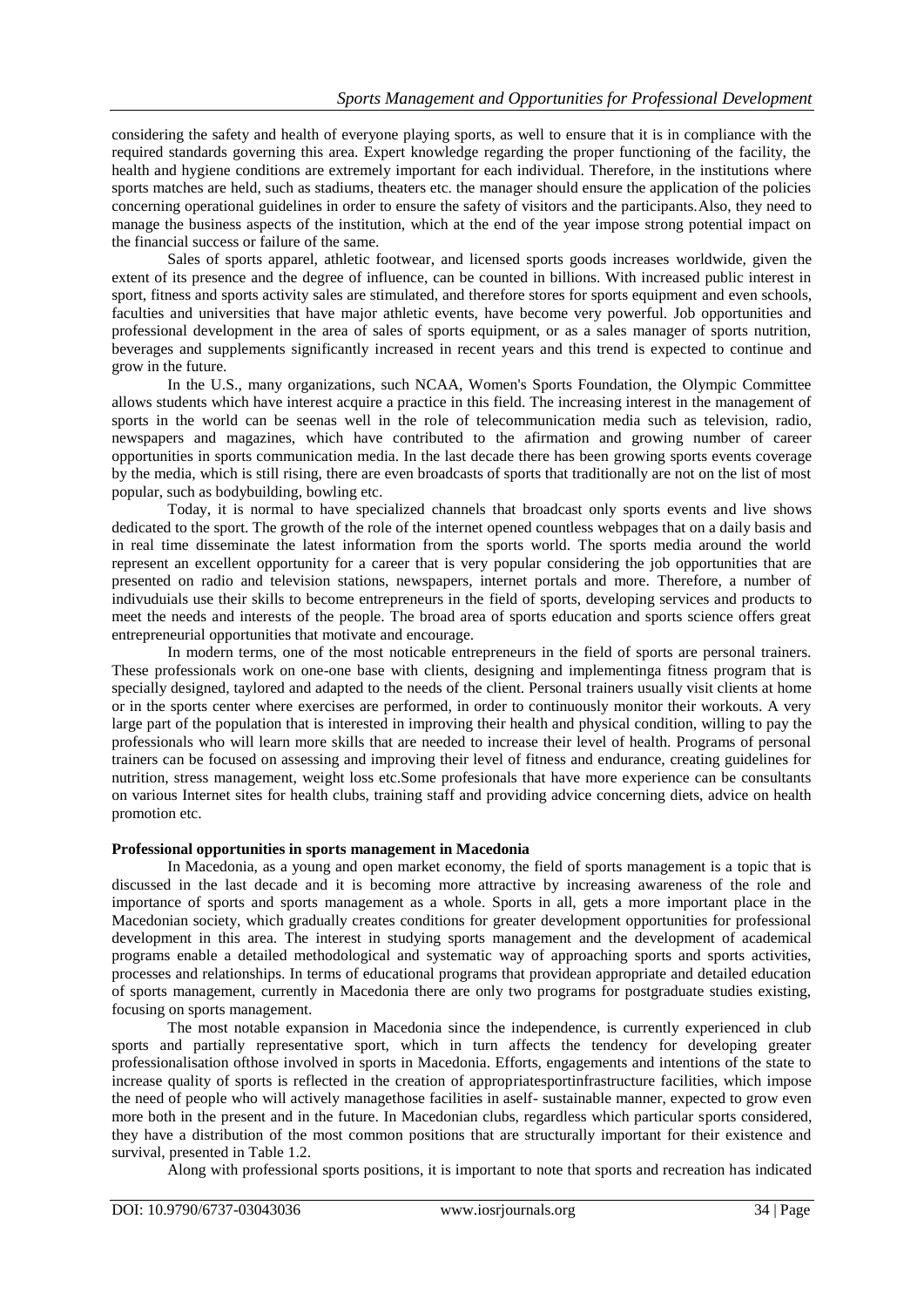considering the safety and health of everyone playing sports, as well to ensure that it is in compliance with the required standards governing this area. Expert knowledge regarding the proper functioning of the facility, the health and hygiene conditions are extremely important for each individual. Therefore, in the institutions where sports matches are held, such as stadiums, theaters etc. the manager should ensure the application of the policies concerning operational guidelines in order to ensure the safety of visitors and the participants.Also, they need to manage the business aspects of the institution, which at the end of the year impose strong potential impact on the financial success or failure of the same.

Sales of sports apparel, athletic footwear, and licensed sports goods increases worldwide, given the extent of its presence and the degree of influence, can be counted in billions. With increased public interest in sport, fitness and sports activity sales are stimulated, and therefore stores for sports equipment and even schools, faculties and universities that have major athletic events, have become very powerful. Job opportunities and professional development in the area of sales of sports equipment, or as a sales manager of sports nutrition, beverages and supplements significantly increased in recent years and this trend is expected to continue and grow in the future.

In the U.S., many organizations, such NCAA, Women's Sports Foundation, the Olympic Committee allows students which have interest acquire a practice in this field. The increasing interest in the management of sports in the world can be seenas well in the role of telecommunication media such as television, radio, newspapers and magazines, which have contributed to the afirmation and growing number of career opportunities in sports communication media. In the last decade there has been growing sports events coverage by the media, which is still rising, there are even broadcasts of sports that traditionally are not on the list of most popular, such as bodybuilding, bowling etc.

Today, it is normal to have specialized channels that broadcast only sports events and live shows dedicated to the sport. The growth of the role of the internet opened countless webpages that on a daily basis and in real time disseminate the latest information from the sports world. The sports media around the world represent an excellent opportunity for a career that is very popular considering the job opportunities that are presented on radio and television stations, newspapers, internet portals and more. Therefore, a number of indivuduials use their skills to become entrepreneurs in the field of sports, developing services and products to meet the needs and interests of the people. The broad area of sports education and sports science offers great entrepreneurial opportunities that motivate and encourage.

In modern terms, one of the most noticable entrepreneurs in the field of sports are personal trainers. These professionals work on one-one base with clients, designing and implementinga fitness program that is specially designed, taylored and adapted to the needs of the client. Personal trainers usually visit clients at home or in the sports center where exercises are performed, in order to continuously monitor their workouts. A very large part of the population that is interested in improving their health and physical condition, willing to pay the professionals who will learn more skills that are needed to increase their level of health. Programs of personal trainers can be focused on assessing and improving their level of fitness and endurance, creating guidelines for nutrition, stress management, weight loss etc.Some profesionals that have more experience can be consultants on various Internet sites for health clubs, training staff and providing advice concerning diets, advice on health promotion etc.

**Professional opportunities in sports management in Macedonia**

In Macedonia, as a young and open market economy, the field of sports management is a topic that is discussed in the last decade and it is becoming more attractive by increasing awareness of the role and importance of sports and sports management as a whole. Sports in all, gets a more important place in the Macedonian society, which gradually creates conditions for greater development opportunities for professional development in this area. The interest in studying sports management and the development of academical programs enable a detailed methodological and systematic way of approaching sports and sports activities, processes and relationships. In terms of educational programs that providean appropriate and detailed education of sports management, currently in Macedonia there are only two programs for postgraduate studies existing, focusing on sports management.

The most notable expansion in Macedonia since the independence, is currently experienced in club sports and partially representative sport, which in turn affects the tendency for developing greater professionalisation ofthose involved in sports in Macedonia. Efforts, engagements and intentions of the state to increase quality of sports is reflected in the creation of appropriatesportinfrastructure facilities, which impose the need of people who will actively managethose facilities in aself- sustainable manner, expected to grow even more both in the present and in the future. In Macedonian clubs, regardless which particular sports considered, they have a distribution of the most common positions that are structurally important for their existence and survival, presented in Table 1.2.

Along with professional sports positions, it is important to note that sports and recreation has indicated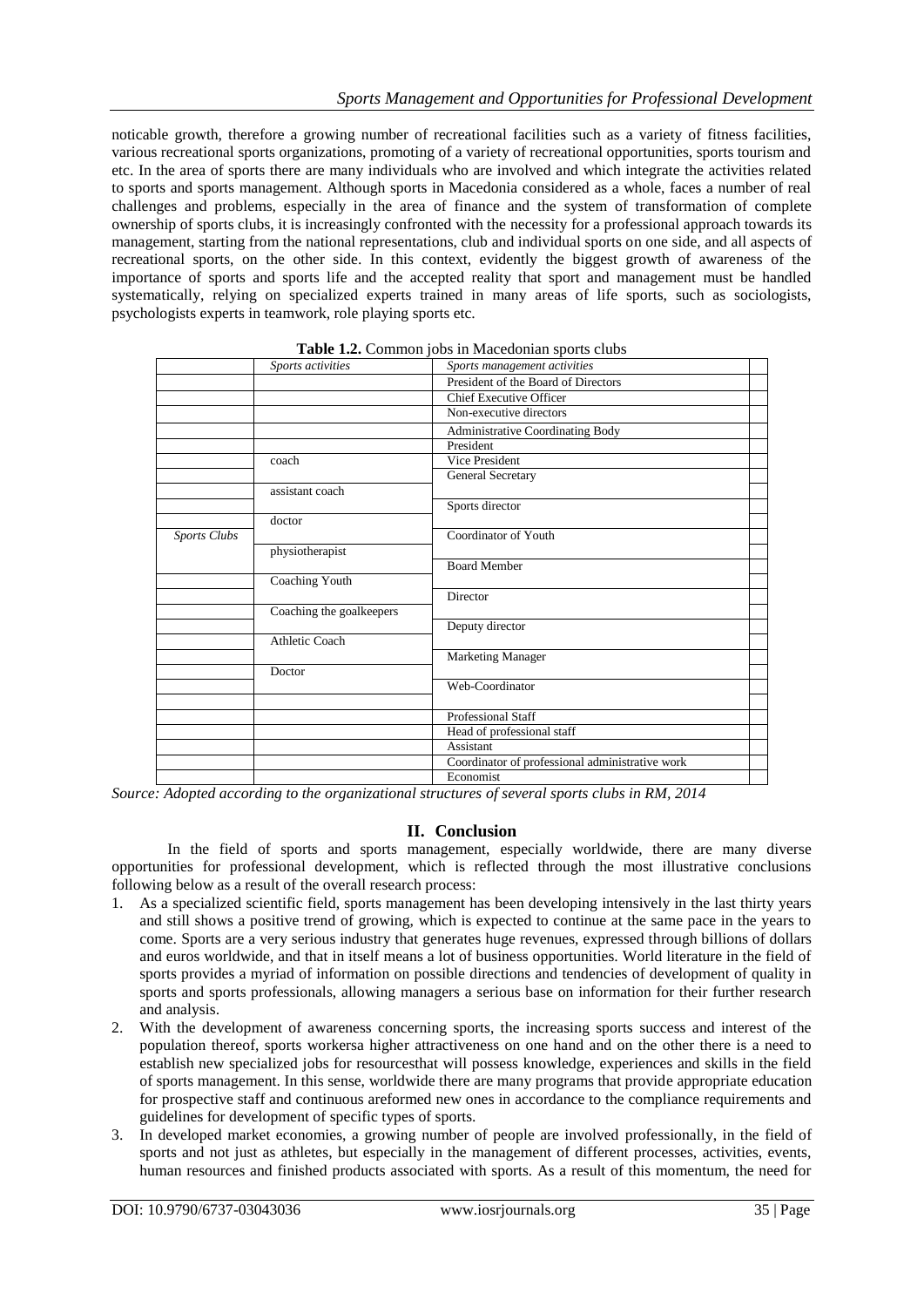noticable growth, therefore a growing number of recreational facilities such as a variety of fitness facilities, various recreational sports organizations, promoting of a variety of recreational opportunities, sports tourism and etc. In the area of sports there are many individuals who are involved and which integrate the activities related to sports and sports management. Although sports in Macedonia considered as a whole, faces a number of real challenges and problems, especially in the area of finance and the system of transformation of complete ownership of sports clubs, it is increasingly confronted with the necessity for a professional approach towards its management, starting from the national representations, club and individual sports on one side, and all aspects of recreational sports, on the other side. In this context, evidently the biggest growth of awareness of the importance of sports and sports life and the accepted reality that sport and management must be handled systematically, relying on specialized experts trained in many areas of life sports, such as sociologists, psychologists experts in teamwork, role playing sports etc.

**Table 1.2.** Common jobs in Macedonian sports clubs

| | *Sports activities* | *Sports management activities* |
|---|---|---|
| | | President of the Board of Directors |
| | | Chief Executive Officer |
| | | Non-executive directors |
| | | Administrative Coordinating Body |
| | | President |
| | coach | Vice President |
| | | General Secretary |
| | assistant coach | |
| | | Sports director |
| | doctor | |
| *Sports Clubs* | | Coordinator of Youth |
| | physiotherapist | |
| | | Board Member |
| | Coaching Youth | |
| | | Director |
| | Coaching the goalkeepers | |
| | | Deputy director |
| | Athletic Coach | |
| | | Marketing Manager |
| | Doctor | |
| | | Web-Coordinator |
| | | |
| | | Professional Staff |
| | | Head of professional staff |
| | | Assistant |
| | | Coordinator of professional administrative work |
| | | Economist |

*Source: Adopted according to the organizational structures of several sports clubs in RM, 2014*

## II. Conclusion

In the field of sports and sports management, especially worldwide, there are many diverse opportunities for professional development, which is reflected through the most illustrative conclusions following below as a result of the overall research process:

1. As a specialized scientific field, sports management has been developing intensively in the last thirty years and still shows a positive trend of growing, which is expected to continue at the same pace in the years to come. Sports are a very serious industry that generates huge revenues, expressed through billions of dollars and euros worldwide, and that in itself means a lot of business opportunities. World literature in the field of sports provides a myriad of information on possible directions and tendencies of development of quality in sports and sports professionals, allowing managers a serious base on information for their further research and analysis.
2. With the development of awareness concerning sports, the increasing sports success and interest of the population thereof, sports workersa higher attractiveness on one hand and on the other there is a need to establish new specialized jobs for resourcesthat will possess knowledge, experiences and skills in the field of sports management. In this sense, worldwide there are many programs that provide appropriate education for prospective staff and continuous areformed new ones in accordance to the compliance requirements and guidelines for development of specific types of sports.
3. In developed market economies, a growing number of people are involved professionally, in the field of sports and not just as athletes, but especially in the management of different processes, activities, events, human resources and finished products associated with sports. As a result of this momentum, the need for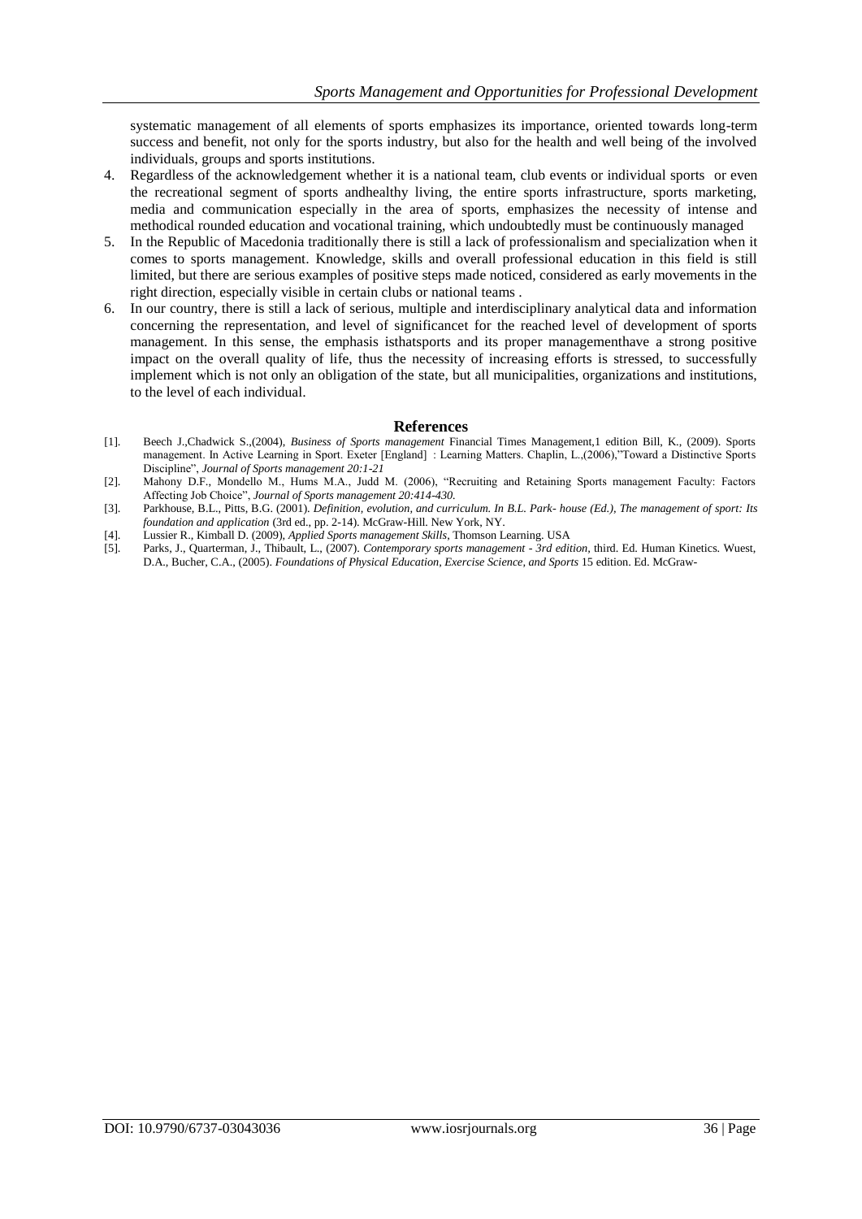systematic management of all elements of sports emphasizes its importance, oriented towards long-term success and benefit, not only for the sports industry, but also for the health and well being of the involved individuals, groups and sports institutions.

4. Regardless of the acknowledgement whether it is a national team, club events or individual sports or even the recreational segment of sports andhealthy living, the entire sports infrastructure, sports marketing, media and communication especially in the area of sports, emphasizes the necessity of intense and methodical rounded education and vocational training, which undoubtedly must be continuously managed
5. In the Republic of Macedonia traditionally there is still a lack of professionalism and specialization when it comes to sports management. Knowledge, skills and overall professional education in this field is still limited, but there are serious examples of positive steps made noticed, considered as early movements in the right direction, especially visible in certain clubs or national teams .
6. In our country, there is still a lack of serious, multiple and interdisciplinary analytical data and information concerning the representation, and level of significancet for the reached level of development of sports management. In this sense, the emphasis isthatsports and its proper managementhave a strong positive impact on the overall quality of life, thus the necessity of increasing efforts is stressed, to successfully implement which is not only an obligation of the state, but all municipalities, organizations and institutions, to the level of each individual.

## References

[1]. Beech J.,Chadwick S.,(2004), *Business of Sports management* Financial Times Management,1 edition Bill, K., (2009). Sports management. In Active Learning in Sport. Exeter [England] : Learning Matters. Chaplin, L.,(2006),"Toward a Distinctive Sports Discipline", *Journal of Sports management 20:1-21*

[2]. Mahony D.F., Mondello M., Hums M.A., Judd M. (2006), "Recruiting and Retaining Sports management Faculty: Factors Affecting Job Choice", *Journal of Sports management 20:414-430.*

[3]. Parkhouse, B.L., Pitts, B.G. (2001). *Definition, evolution, and curriculum. In B.L. Park- house (Ed.), The management of sport: Its foundation and application* (3rd ed., pp. 2-14). McGraw-Hill. New York, NY.

[4]. Lussier R., Kimball D. (2009), *Applied Sports management Skills*, Thomson Learning. USA

[5]. Parks, J., Quarterman, J., Thibault, L., (2007). *Contemporary sports management - 3rd edition*, third. Ed. Human Kinetics. Wuest, D.A., Bucher, C.A., (2005). *Foundations of Physical Education, Exercise Science, and Sports* 15 edition. Ed. McGraw-